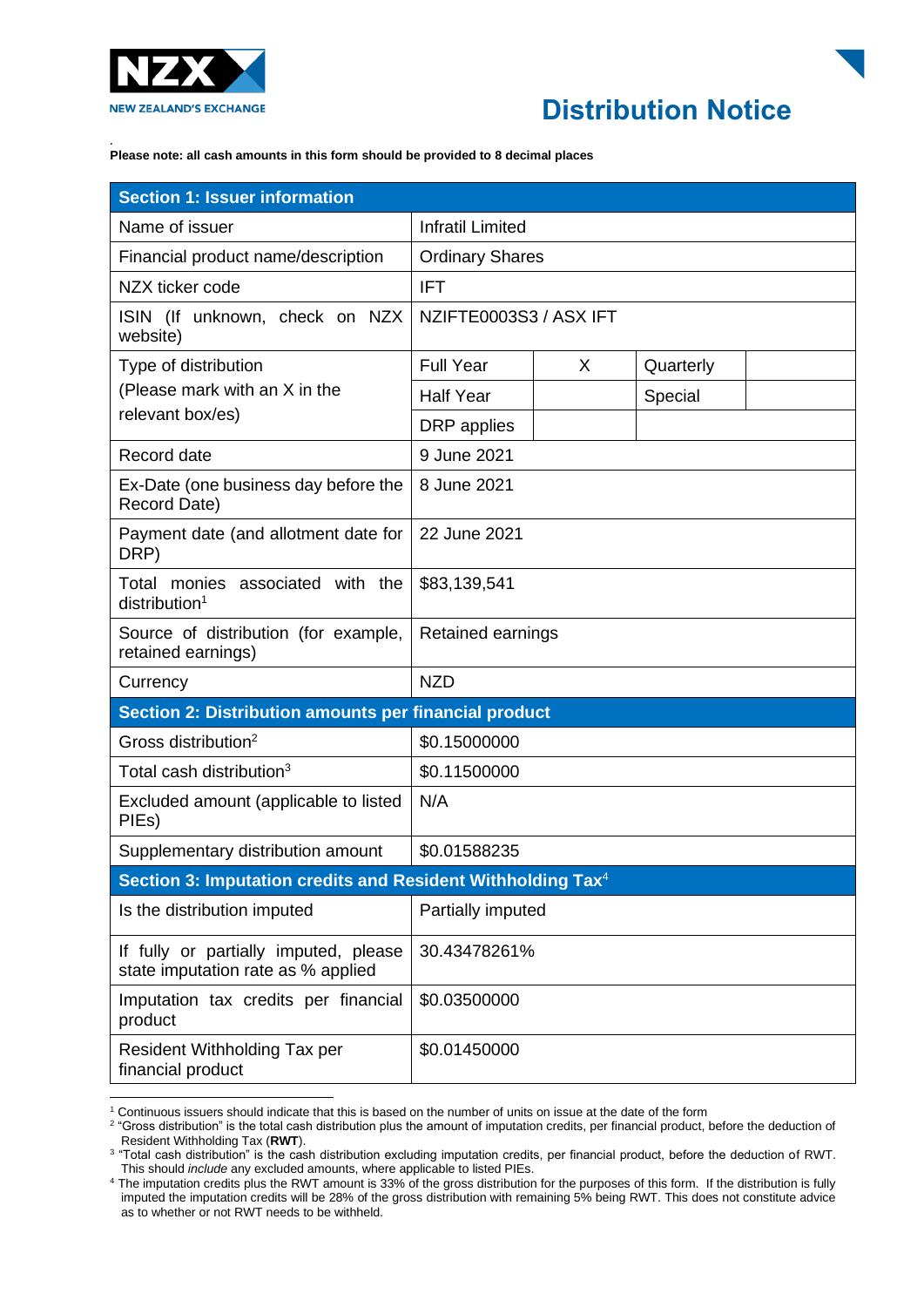# Distribution Notice

**Please note: all cash amounts in this form should be provided to 8 decimal places**

| **Section 1: Issuer information** | | | | |
|---|---|---|---|---|
| Name of issuer | Infratil Limited | | | |
| Financial product name/description | Ordinary Shares | | | |
| NZX ticker code | IFT | | | |
| ISIN (If unknown, check on NZX website) | NZIFTE0003S3 / ASX IFT | | | |
| Type of distribution (Please mark with an X in the relevant box/es) | Full Year | X | Quarterly | |
| | Half Year | | Special | |
| | DRP applies | | | |
| Record date | 9 June 2021 | | | |
| Ex-Date (one business day before the Record Date) | 8 June 2021 | | | |
| Payment date (and allotment date for DRP) | 22 June 2021 | | | |
| Total monies associated with the distribution[1] | $83,139,541 | | | |
| Source of distribution (for example, retained earnings) | Retained earnings | | | |
| Currency | NZD | | | |
| **Section 2: Distribution amounts per financial product** | | | | |
| Gross distribution[2] | $0.15000000 | | | |
| Total cash distribution[3] | $0.11500000 | | | |
| Excluded amount (applicable to listed PIEs) | N/A | | | |
| Supplementary distribution amount | $0.01588235 | | | |
| **Section 3: Imputation credits and Resident Withholding Tax[4]** | | | | |
| Is the distribution imputed | Partially imputed | | | |
| If fully or partially imputed, please state imputation rate as % applied | 30.43478261% | | | |
| Imputation tax credits per financial product | $0.03500000 | | | |
| Resident Withholding Tax per financial product | $0.01450000 | | | |

[1] Continuous issuers should indicate that this is based on the number of units on issue at the date of the form

[2] "Gross distribution" is the total cash distribution plus the amount of imputation credits, per financial product, before the deduction of Resident Withholding Tax (**RWT**).

[3] "Total cash distribution" is the cash distribution excluding imputation credits, per financial product, before the deduction of RWT. This should *include* any excluded amounts, where applicable to listed PIEs.

[4] The imputation credits plus the RWT amount is 33% of the gross distribution for the purposes of this form. If the distribution is fully imputed the imputation credits will be 28% of the gross distribution with remaining 5% being RWT. This does not constitute advice as to whether or not RWT needs to be withheld.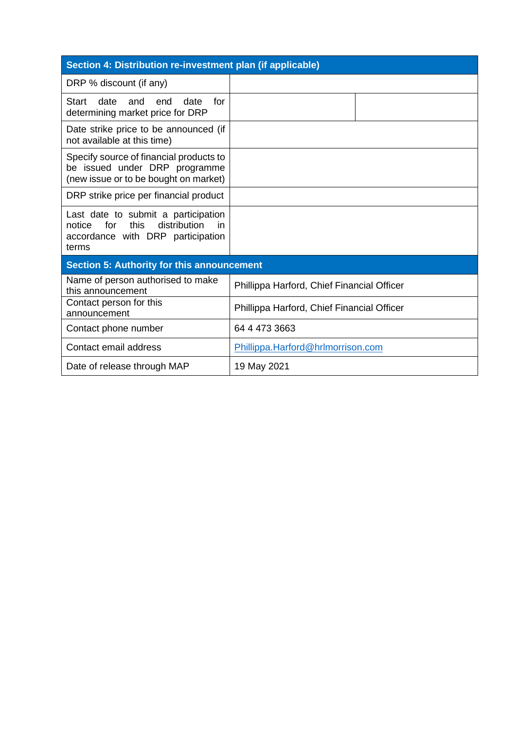| Section 4: Distribution re-investment plan (if applicable) | | |
|---|---|---|
| DRP % discount (if any) | | |
| Start date and end date for determining market price for DRP | | |
| Date strike price to be announced (if not available at this time) | | |
| Specify source of financial products to be issued under DRP programme (new issue or to be bought on market) | | |
| DRP strike price per financial product | | |
| Last date to submit a participation notice for this distribution in accordance with DRP participation terms | | |

| Section 5: Authority for this announcement | |
|---|---|
| Name of person authorised to make this announcement | Phillippa Harford, Chief Financial Officer |
| Contact person for this announcement | Phillippa Harford, Chief Financial Officer |
| Contact phone number | 64 4 473 3663 |
| Contact email address | Phillippa.Harford@hrlmorrison.com |
| Date of release through MAP | 19 May 2021 |